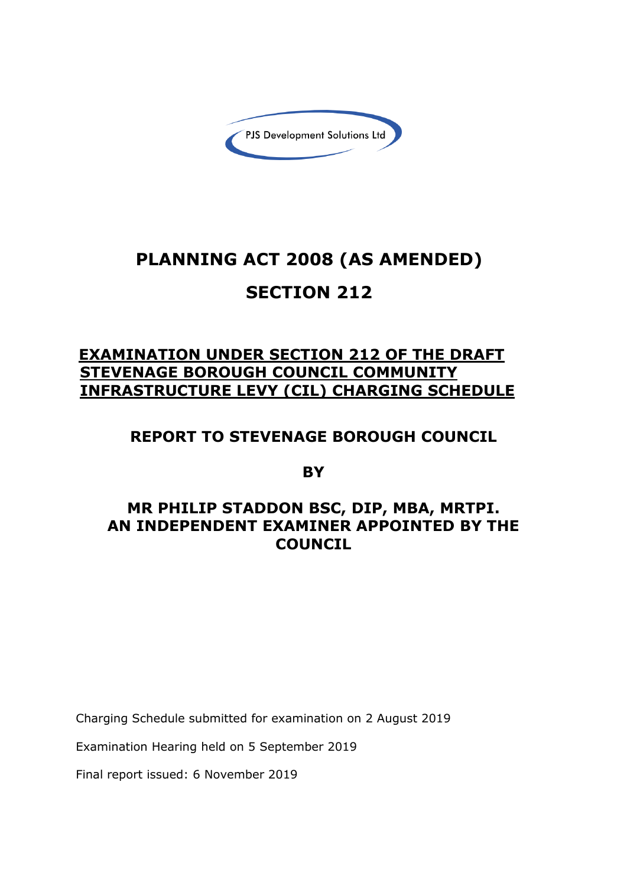PJS Development Solutions Ltd

# PLANNING ACT 2008 (AS AMENDED)

# SECTION 212

## EXAMINATION UNDER SECTION 212 OF THE DRAFT STEVENAGE BOROUGH COUNCIL COMMUNITY INFRASTRUCTURE LEVY (CIL) CHARGING SCHEDULE

## REPORT TO STEVENAGE BOROUGH COUNCIL

## BY

## MR PHILIP STADDON BSC, DIP, MBA, MRTPI. AN INDEPENDENT EXAMINER APPOINTED BY THE COUNCIL

Charging Schedule submitted for examination on 2 August 2019

Examination Hearing held on 5 September 2019

Final report issued: 6 November 2019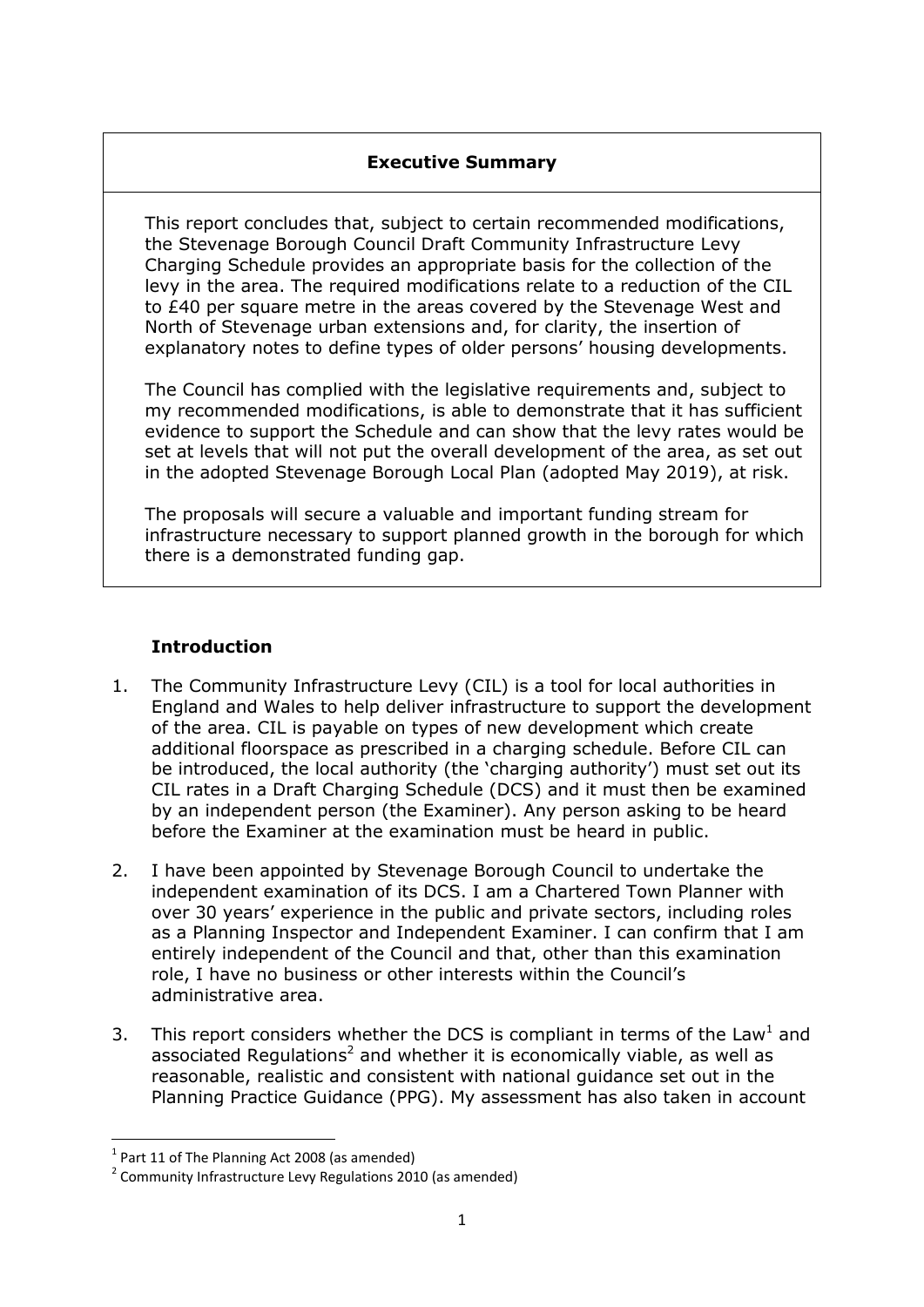## Executive Summary

This report concludes that, subject to certain recommended modifications, the Stevenage Borough Council Draft Community Infrastructure Levy Charging Schedule provides an appropriate basis for the collection of the levy in the area. The required modifications relate to a reduction of the CIL to £40 per square metre in the areas covered by the Stevenage West and North of Stevenage urban extensions and, for clarity, the insertion of explanatory notes to define types of older persons' housing developments.

The Council has complied with the legislative requirements and, subject to my recommended modifications, is able to demonstrate that it has sufficient evidence to support the Schedule and can show that the levy rates would be set at levels that will not put the overall development of the area, as set out in the adopted Stevenage Borough Local Plan (adopted May 2019), at risk.

The proposals will secure a valuable and important funding stream for infrastructure necessary to support planned growth in the borough for which there is a demonstrated funding gap.

## Introduction

1. The Community Infrastructure Levy (CIL) is a tool for local authorities in England and Wales to help deliver infrastructure to support the development of the area. CIL is payable on types of new development which create additional floorspace as prescribed in a charging schedule. Before CIL can be introduced, the local authority (the 'charging authority') must set out its CIL rates in a Draft Charging Schedule (DCS) and it must then be examined by an independent person (the Examiner). Any person asking to be heard before the Examiner at the examination must be heard in public.

2. I have been appointed by Stevenage Borough Council to undertake the independent examination of its DCS. I am a Chartered Town Planner with over 30 years' experience in the public and private sectors, including roles as a Planning Inspector and Independent Examiner. I can confirm that I am entirely independent of the Council and that, other than this examination role, I have no business or other interests within the Council's administrative area.

3. This report considers whether the DCS is compliant in terms of the Law[1] and associated Regulations[2] and whether it is economically viable, as well as reasonable, realistic and consistent with national guidance set out in the Planning Practice Guidance (PPG). My assessment has also taken in account

[1] Part 11 of The Planning Act 2008 (as amended)

[2] Community Infrastructure Levy Regulations 2010 (as amended)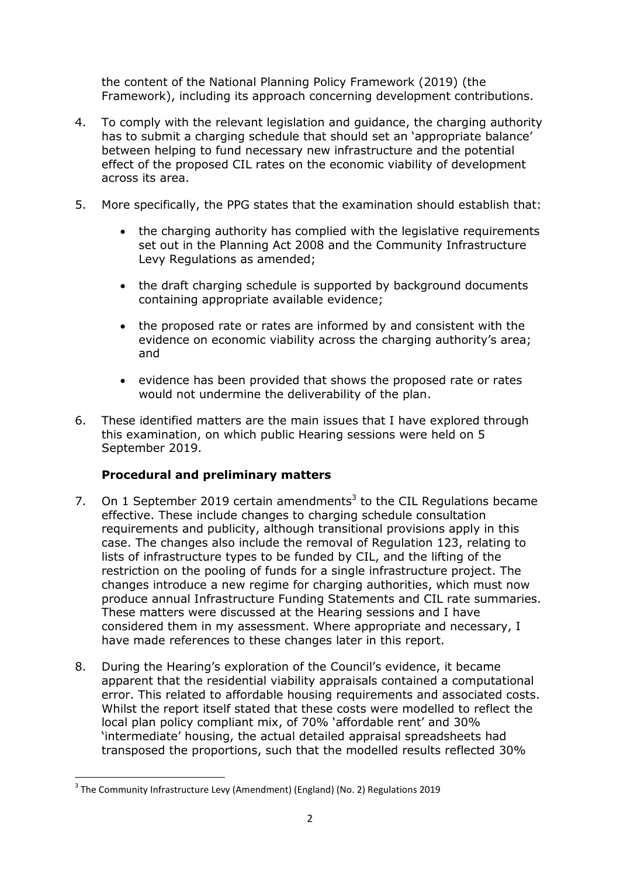the content of the National Planning Policy Framework (2019) (the Framework), including its approach concerning development contributions.

4. To comply with the relevant legislation and guidance, the charging authority has to submit a charging schedule that should set an 'appropriate balance' between helping to fund necessary new infrastructure and the potential effect of the proposed CIL rates on the economic viability of development across its area.

5. More specifically, the PPG states that the examination should establish that:

   - the charging authority has complied with the legislative requirements set out in the Planning Act 2008 and the Community Infrastructure Levy Regulations as amended;
   - the draft charging schedule is supported by background documents containing appropriate available evidence;
   - the proposed rate or rates are informed by and consistent with the evidence on economic viability across the charging authority's area; and
   - evidence has been provided that shows the proposed rate or rates would not undermine the deliverability of the plan.

6. These identified matters are the main issues that I have explored through this examination, on which public Hearing sessions were held on 5 September 2019.

### Procedural and preliminary matters

7. On 1 September 2019 certain amendments[3] to the CIL Regulations became effective. These include changes to charging schedule consultation requirements and publicity, although transitional provisions apply in this case. The changes also include the removal of Regulation 123, relating to lists of infrastructure types to be funded by CIL, and the lifting of the restriction on the pooling of funds for a single infrastructure project. The changes introduce a new regime for charging authorities, which must now produce annual Infrastructure Funding Statements and CIL rate summaries. These matters were discussed at the Hearing sessions and I have considered them in my assessment. Where appropriate and necessary, I have made references to these changes later in this report.

8. During the Hearing's exploration of the Council's evidence, it became apparent that the residential viability appraisals contained a computational error. This related to affordable housing requirements and associated costs. Whilst the report itself stated that these costs were modelled to reflect the local plan policy compliant mix, of 70% 'affordable rent' and 30% 'intermediate' housing, the actual detailed appraisal spreadsheets had transposed the proportions, such that the modelled results reflected 30%

---

[3] The Community Infrastructure Levy (Amendment) (England) (No. 2) Regulations 2019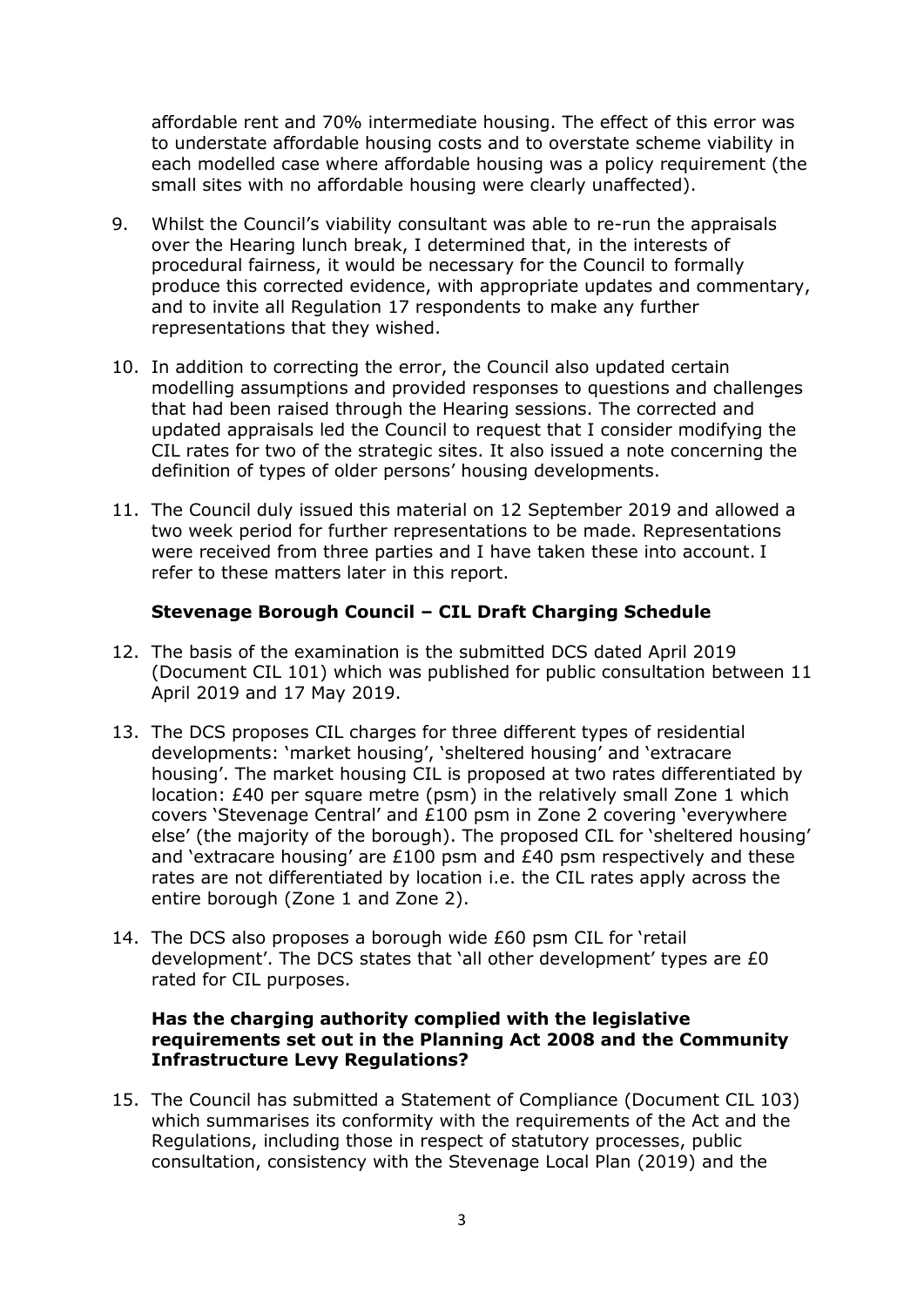affordable rent and 70% intermediate housing. The effect of this error was to understate affordable housing costs and to overstate scheme viability in each modelled case where affordable housing was a policy requirement (the small sites with no affordable housing were clearly unaffected).

9. Whilst the Council's viability consultant was able to re-run the appraisals over the Hearing lunch break, I determined that, in the interests of procedural fairness, it would be necessary for the Council to formally produce this corrected evidence, with appropriate updates and commentary, and to invite all Regulation 17 respondents to make any further representations that they wished.

10. In addition to correcting the error, the Council also updated certain modelling assumptions and provided responses to questions and challenges that had been raised through the Hearing sessions. The corrected and updated appraisals led the Council to request that I consider modifying the CIL rates for two of the strategic sites. It also issued a note concerning the definition of types of older persons' housing developments.

11. The Council duly issued this material on 12 September 2019 and allowed a two week period for further representations to be made. Representations were received from three parties and I have taken these into account. I refer to these matters later in this report.

### Stevenage Borough Council – CIL Draft Charging Schedule

12. The basis of the examination is the submitted DCS dated April 2019 (Document CIL 101) which was published for public consultation between 11 April 2019 and 17 May 2019.

13. The DCS proposes CIL charges for three different types of residential developments: 'market housing', 'sheltered housing' and 'extracare housing'. The market housing CIL is proposed at two rates differentiated by location: £40 per square metre (psm) in the relatively small Zone 1 which covers 'Stevenage Central' and £100 psm in Zone 2 covering 'everywhere else' (the majority of the borough). The proposed CIL for 'sheltered housing' and 'extracare housing' are £100 psm and £40 psm respectively and these rates are not differentiated by location i.e. the CIL rates apply across the entire borough (Zone 1 and Zone 2).

14. The DCS also proposes a borough wide £60 psm CIL for 'retail development'. The DCS states that 'all other development' types are £0 rated for CIL purposes.

### Has the charging authority complied with the legislative requirements set out in the Planning Act 2008 and the Community Infrastructure Levy Regulations?

15. The Council has submitted a Statement of Compliance (Document CIL 103) which summarises its conformity with the requirements of the Act and the Regulations, including those in respect of statutory processes, public consultation, consistency with the Stevenage Local Plan (2019) and the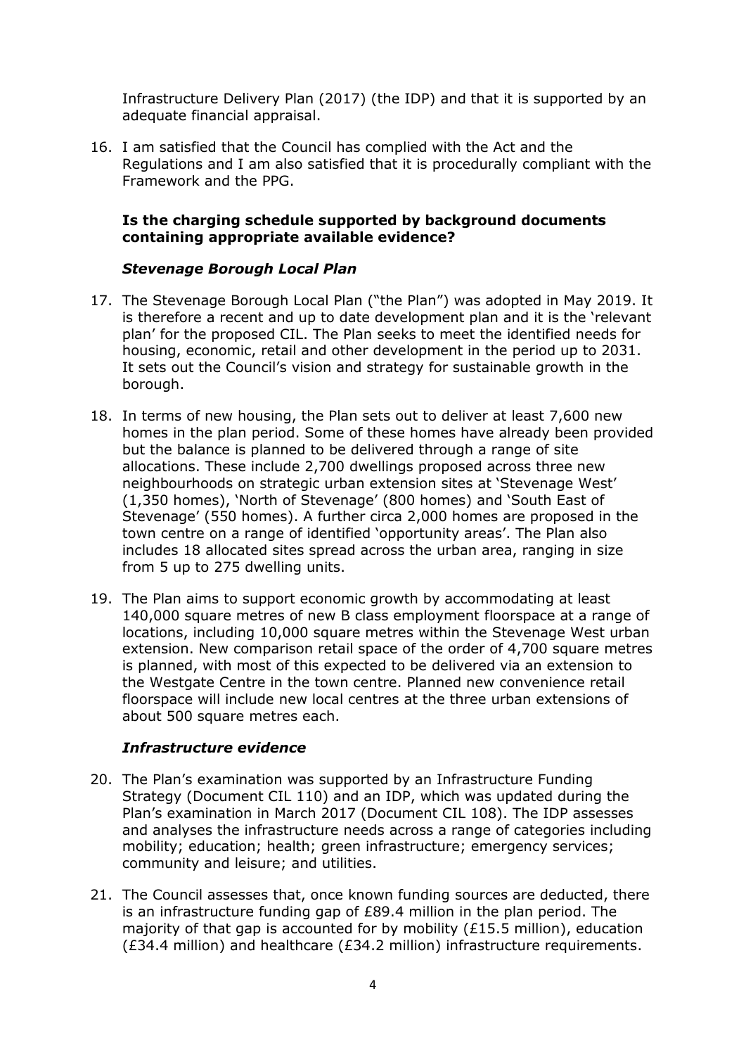Infrastructure Delivery Plan (2017) (the IDP) and that it is supported by an adequate financial appraisal.

16. I am satisfied that the Council has complied with the Act and the Regulations and I am also satisfied that it is procedurally compliant with the Framework and the PPG.

### Is the charging schedule supported by background documents containing appropriate available evidence?

#### *Stevenage Borough Local Plan*

17. The Stevenage Borough Local Plan ("the Plan") was adopted in May 2019. It is therefore a recent and up to date development plan and it is the 'relevant plan' for the proposed CIL. The Plan seeks to meet the identified needs for housing, economic, retail and other development in the period up to 2031. It sets out the Council's vision and strategy for sustainable growth in the borough.

18. In terms of new housing, the Plan sets out to deliver at least 7,600 new homes in the plan period. Some of these homes have already been provided but the balance is planned to be delivered through a range of site allocations. These include 2,700 dwellings proposed across three new neighbourhoods on strategic urban extension sites at 'Stevenage West' (1,350 homes), 'North of Stevenage' (800 homes) and 'South East of Stevenage' (550 homes). A further circa 2,000 homes are proposed in the town centre on a range of identified 'opportunity areas'. The Plan also includes 18 allocated sites spread across the urban area, ranging in size from 5 up to 275 dwelling units.

19. The Plan aims to support economic growth by accommodating at least 140,000 square metres of new B class employment floorspace at a range of locations, including 10,000 square metres within the Stevenage West urban extension. New comparison retail space of the order of 4,700 square metres is planned, with most of this expected to be delivered via an extension to the Westgate Centre in the town centre. Planned new convenience retail floorspace will include new local centres at the three urban extensions of about 500 square metres each.

#### *Infrastructure evidence*

20. The Plan's examination was supported by an Infrastructure Funding Strategy (Document CIL 110) and an IDP, which was updated during the Plan's examination in March 2017 (Document CIL 108). The IDP assesses and analyses the infrastructure needs across a range of categories including mobility; education; health; green infrastructure; emergency services; community and leisure; and utilities.

21. The Council assesses that, once known funding sources are deducted, there is an infrastructure funding gap of £89.4 million in the plan period. The majority of that gap is accounted for by mobility (£15.5 million), education (£34.4 million) and healthcare (£34.2 million) infrastructure requirements.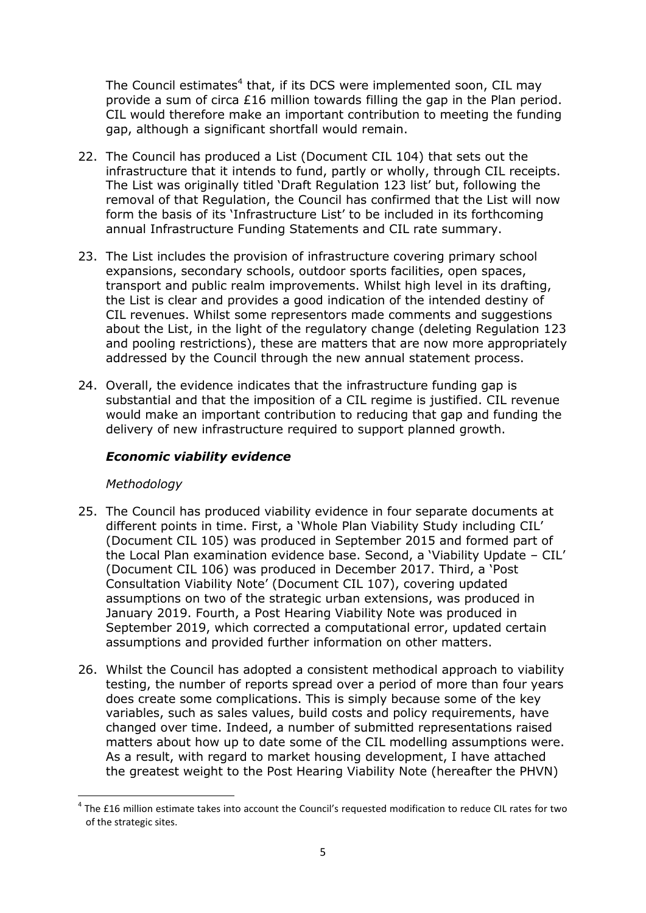The Council estimates[4] that, if its DCS were implemented soon, CIL may provide a sum of circa £16 million towards filling the gap in the Plan period. CIL would therefore make an important contribution to meeting the funding gap, although a significant shortfall would remain.

22. The Council has produced a List (Document CIL 104) that sets out the infrastructure that it intends to fund, partly or wholly, through CIL receipts. The List was originally titled 'Draft Regulation 123 list' but, following the removal of that Regulation, the Council has confirmed that the List will now form the basis of its 'Infrastructure List' to be included in its forthcoming annual Infrastructure Funding Statements and CIL rate summary.

23. The List includes the provision of infrastructure covering primary school expansions, secondary schools, outdoor sports facilities, open spaces, transport and public realm improvements. Whilst high level in its drafting, the List is clear and provides a good indication of the intended destiny of CIL revenues. Whilst some representors made comments and suggestions about the List, in the light of the regulatory change (deleting Regulation 123 and pooling restrictions), these are matters that are now more appropriately addressed by the Council through the new annual statement process.

24. Overall, the evidence indicates that the infrastructure funding gap is substantial and that the imposition of a CIL regime is justified. CIL revenue would make an important contribution to reducing that gap and funding the delivery of new infrastructure required to support planned growth.

### *Economic viability evidence*

*Methodology*

25. The Council has produced viability evidence in four separate documents at different points in time. First, a 'Whole Plan Viability Study including CIL' (Document CIL 105) was produced in September 2015 and formed part of the Local Plan examination evidence base. Second, a 'Viability Update – CIL' (Document CIL 106) was produced in December 2017. Third, a 'Post Consultation Viability Note' (Document CIL 107), covering updated assumptions on two of the strategic urban extensions, was produced in January 2019. Fourth, a Post Hearing Viability Note was produced in September 2019, which corrected a computational error, updated certain assumptions and provided further information on other matters.

26. Whilst the Council has adopted a consistent methodical approach to viability testing, the number of reports spread over a period of more than four years does create some complications. This is simply because some of the key variables, such as sales values, build costs and policy requirements, have changed over time. Indeed, a number of submitted representations raised matters about how up to date some of the CIL modelling assumptions were. As a result, with regard to market housing development, I have attached the greatest weight to the Post Hearing Viability Note (hereafter the PHVN)

[4] The £16 million estimate takes into account the Council's requested modification to reduce CIL rates for two of the strategic sites.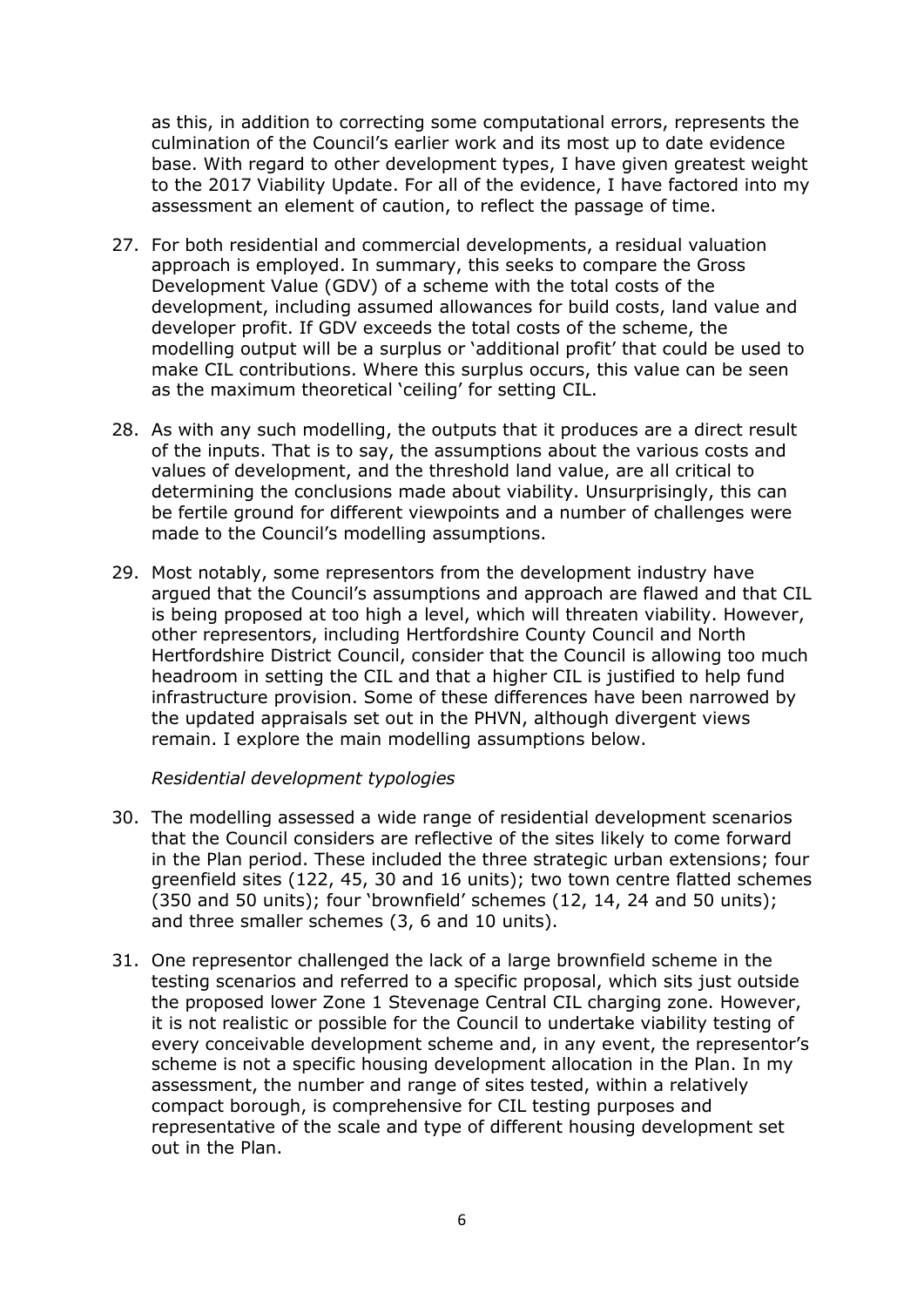as this, in addition to correcting some computational errors, represents the culmination of the Council's earlier work and its most up to date evidence base. With regard to other development types, I have given greatest weight to the 2017 Viability Update. For all of the evidence, I have factored into my assessment an element of caution, to reflect the passage of time.

27. For both residential and commercial developments, a residual valuation approach is employed. In summary, this seeks to compare the Gross Development Value (GDV) of a scheme with the total costs of the development, including assumed allowances for build costs, land value and developer profit. If GDV exceeds the total costs of the scheme, the modelling output will be a surplus or 'additional profit' that could be used to make CIL contributions. Where this surplus occurs, this value can be seen as the maximum theoretical 'ceiling' for setting CIL.

28. As with any such modelling, the outputs that it produces are a direct result of the inputs. That is to say, the assumptions about the various costs and values of development, and the threshold land value, are all critical to determining the conclusions made about viability. Unsurprisingly, this can be fertile ground for different viewpoints and a number of challenges were made to the Council's modelling assumptions.

29. Most notably, some representors from the development industry have argued that the Council's assumptions and approach are flawed and that CIL is being proposed at too high a level, which will threaten viability. However, other representors, including Hertfordshire County Council and North Hertfordshire District Council, consider that the Council is allowing too much headroom in setting the CIL and that a higher CIL is justified to help fund infrastructure provision. Some of these differences have been narrowed by the updated appraisals set out in the PHVN, although divergent views remain. I explore the main modelling assumptions below.

*Residential development typologies*

30. The modelling assessed a wide range of residential development scenarios that the Council considers are reflective of the sites likely to come forward in the Plan period. These included the three strategic urban extensions; four greenfield sites (122, 45, 30 and 16 units); two town centre flatted schemes (350 and 50 units); four 'brownfield' schemes (12, 14, 24 and 50 units); and three smaller schemes (3, 6 and 10 units).

31. One representor challenged the lack of a large brownfield scheme in the testing scenarios and referred to a specific proposal, which sits just outside the proposed lower Zone 1 Stevenage Central CIL charging zone. However, it is not realistic or possible for the Council to undertake viability testing of every conceivable development scheme and, in any event, the representor's scheme is not a specific housing development allocation in the Plan. In my assessment, the number and range of sites tested, within a relatively compact borough, is comprehensive for CIL testing purposes and representative of the scale and type of different housing development set out in the Plan.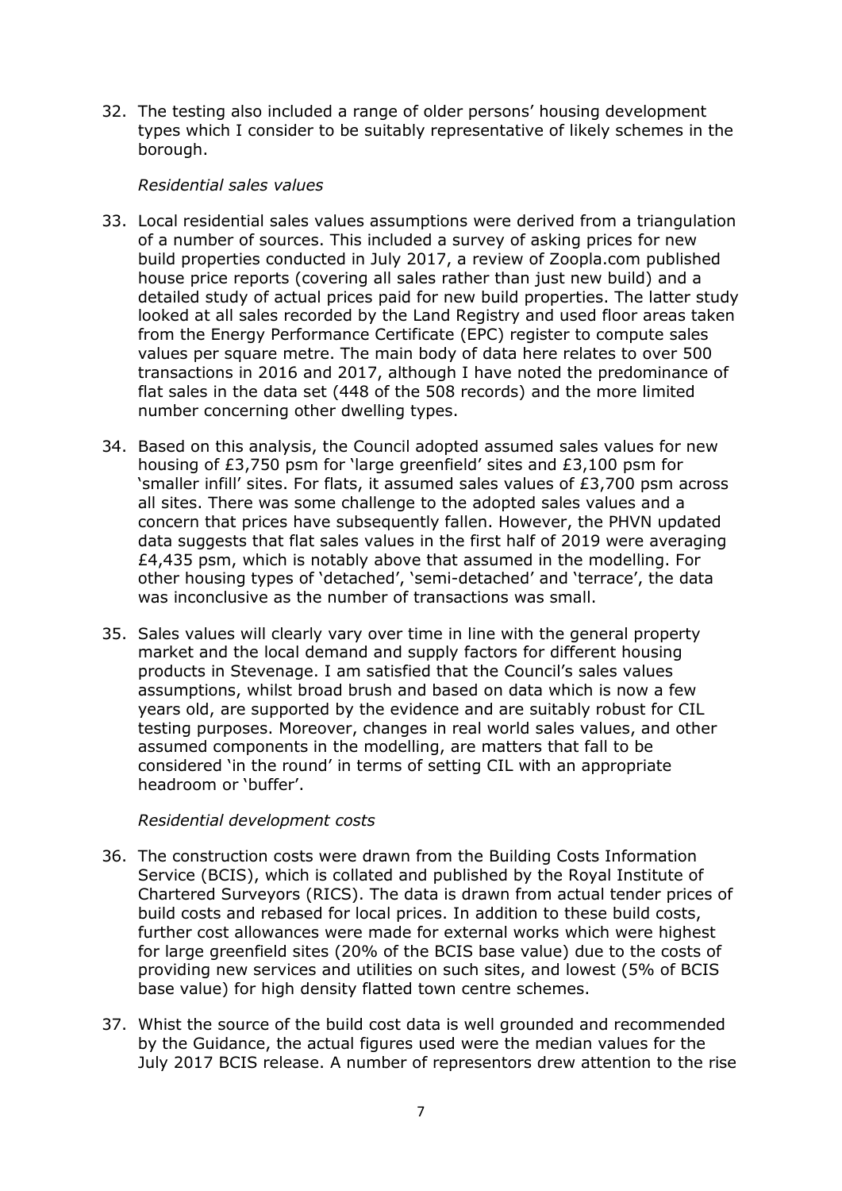32. The testing also included a range of older persons' housing development types which I consider to be suitably representative of likely schemes in the borough.

*Residential sales values*

33. Local residential sales values assumptions were derived from a triangulation of a number of sources. This included a survey of asking prices for new build properties conducted in July 2017, a review of Zoopla.com published house price reports (covering all sales rather than just new build) and a detailed study of actual prices paid for new build properties. The latter study looked at all sales recorded by the Land Registry and used floor areas taken from the Energy Performance Certificate (EPC) register to compute sales values per square metre. The main body of data here relates to over 500 transactions in 2016 and 2017, although I have noted the predominance of flat sales in the data set (448 of the 508 records) and the more limited number concerning other dwelling types.

34. Based on this analysis, the Council adopted assumed sales values for new housing of £3,750 psm for 'large greenfield' sites and £3,100 psm for 'smaller infill' sites. For flats, it assumed sales values of £3,700 psm across all sites. There was some challenge to the adopted sales values and a concern that prices have subsequently fallen. However, the PHVN updated data suggests that flat sales values in the first half of 2019 were averaging £4,435 psm, which is notably above that assumed in the modelling. For other housing types of 'detached', 'semi-detached' and 'terrace', the data was inconclusive as the number of transactions was small.

35. Sales values will clearly vary over time in line with the general property market and the local demand and supply factors for different housing products in Stevenage. I am satisfied that the Council's sales values assumptions, whilst broad brush and based on data which is now a few years old, are supported by the evidence and are suitably robust for CIL testing purposes. Moreover, changes in real world sales values, and other assumed components in the modelling, are matters that fall to be considered 'in the round' in terms of setting CIL with an appropriate headroom or 'buffer'.

*Residential development costs*

36. The construction costs were drawn from the Building Costs Information Service (BCIS), which is collated and published by the Royal Institute of Chartered Surveyors (RICS). The data is drawn from actual tender prices of build costs and rebased for local prices. In addition to these build costs, further cost allowances were made for external works which were highest for large greenfield sites (20% of the BCIS base value) due to the costs of providing new services and utilities on such sites, and lowest (5% of BCIS base value) for high density flatted town centre schemes.

37. Whist the source of the build cost data is well grounded and recommended by the Guidance, the actual figures used were the median values for the July 2017 BCIS release. A number of representors drew attention to the rise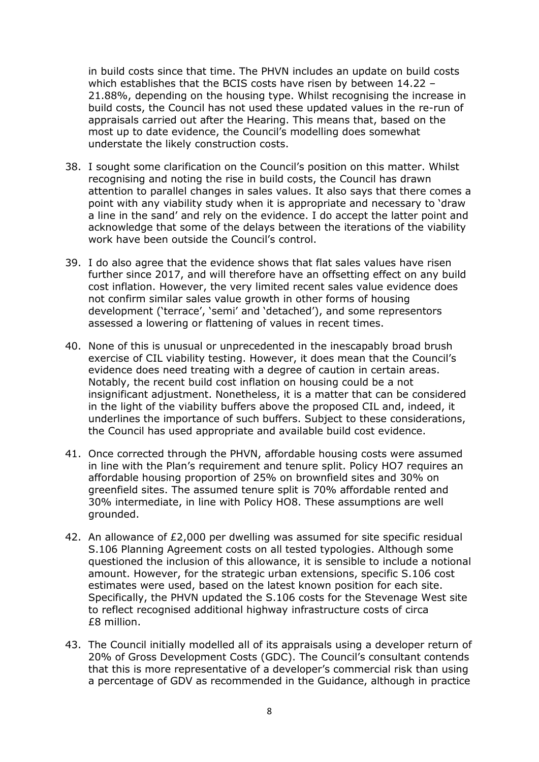in build costs since that time. The PHVN includes an update on build costs which establishes that the BCIS costs have risen by between 14.22 – 21.88%, depending on the housing type. Whilst recognising the increase in build costs, the Council has not used these updated values in the re-run of appraisals carried out after the Hearing. This means that, based on the most up to date evidence, the Council's modelling does somewhat understate the likely construction costs.

38. I sought some clarification on the Council's position on this matter. Whilst recognising and noting the rise in build costs, the Council has drawn attention to parallel changes in sales values. It also says that there comes a point with any viability study when it is appropriate and necessary to 'draw a line in the sand' and rely on the evidence. I do accept the latter point and acknowledge that some of the delays between the iterations of the viability work have been outside the Council's control.

39. I do also agree that the evidence shows that flat sales values have risen further since 2017, and will therefore have an offsetting effect on any build cost inflation. However, the very limited recent sales value evidence does not confirm similar sales value growth in other forms of housing development ('terrace', 'semi' and 'detached'), and some representors assessed a lowering or flattening of values in recent times.

40. None of this is unusual or unprecedented in the inescapably broad brush exercise of CIL viability testing. However, it does mean that the Council's evidence does need treating with a degree of caution in certain areas. Notably, the recent build cost inflation on housing could be a not insignificant adjustment. Nonetheless, it is a matter that can be considered in the light of the viability buffers above the proposed CIL and, indeed, it underlines the importance of such buffers. Subject to these considerations, the Council has used appropriate and available build cost evidence.

41. Once corrected through the PHVN, affordable housing costs were assumed in line with the Plan's requirement and tenure split. Policy HO7 requires an affordable housing proportion of 25% on brownfield sites and 30% on greenfield sites. The assumed tenure split is 70% affordable rented and 30% intermediate, in line with Policy HO8. These assumptions are well grounded.

42. An allowance of £2,000 per dwelling was assumed for site specific residual S.106 Planning Agreement costs on all tested typologies. Although some questioned the inclusion of this allowance, it is sensible to include a notional amount. However, for the strategic urban extensions, specific S.106 cost estimates were used, based on the latest known position for each site. Specifically, the PHVN updated the S.106 costs for the Stevenage West site to reflect recognised additional highway infrastructure costs of circa £8 million.

43. The Council initially modelled all of its appraisals using a developer return of 20% of Gross Development Costs (GDC). The Council's consultant contends that this is more representative of a developer's commercial risk than using a percentage of GDV as recommended in the Guidance, although in practice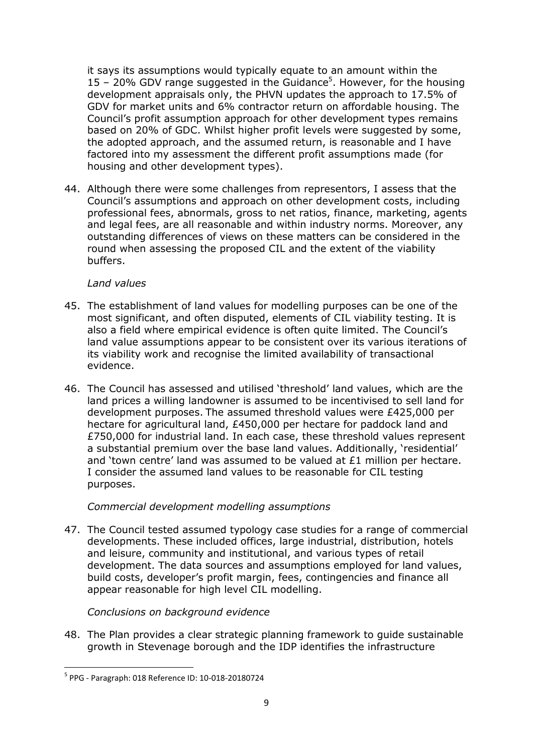it says its assumptions would typically equate to an amount within the 15 – 20% GDV range suggested in the Guidance[5]. However, for the housing development appraisals only, the PHVN updates the approach to 17.5% of GDV for market units and 6% contractor return on affordable housing. The Council's profit assumption approach for other development types remains based on 20% of GDC. Whilst higher profit levels were suggested by some, the adopted approach, and the assumed return, is reasonable and I have factored into my assessment the different profit assumptions made (for housing and other development types).

44. Although there were some challenges from representors, I assess that the Council's assumptions and approach on other development costs, including professional fees, abnormals, gross to net ratios, finance, marketing, agents and legal fees, are all reasonable and within industry norms. Moreover, any outstanding differences of views on these matters can be considered in the round when assessing the proposed CIL and the extent of the viability buffers.

*Land values*

45. The establishment of land values for modelling purposes can be one of the most significant, and often disputed, elements of CIL viability testing. It is also a field where empirical evidence is often quite limited. The Council's land value assumptions appear to be consistent over its various iterations of its viability work and recognise the limited availability of transactional evidence.

46. The Council has assessed and utilised 'threshold' land values, which are the land prices a willing landowner is assumed to be incentivised to sell land for development purposes. The assumed threshold values were £425,000 per hectare for agricultural land, £450,000 per hectare for paddock land and £750,000 for industrial land. In each case, these threshold values represent a substantial premium over the base land values. Additionally, 'residential' and 'town centre' land was assumed to be valued at £1 million per hectare. I consider the assumed land values to be reasonable for CIL testing purposes.

*Commercial development modelling assumptions*

47. The Council tested assumed typology case studies for a range of commercial developments. These included offices, large industrial, distribution, hotels and leisure, community and institutional, and various types of retail development. The data sources and assumptions employed for land values, build costs, developer's profit margin, fees, contingencies and finance all appear reasonable for high level CIL modelling.

*Conclusions on background evidence*

48. The Plan provides a clear strategic planning framework to guide sustainable growth in Stevenage borough and the IDP identifies the infrastructure

---

[5] PPG - Paragraph: 018 Reference ID: 10-018-20180724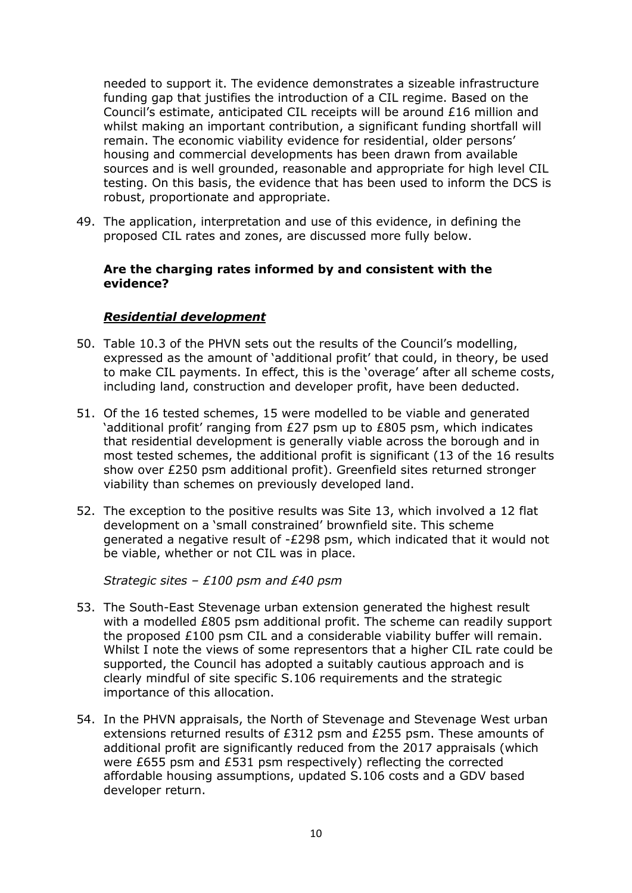needed to support it. The evidence demonstrates a sizeable infrastructure funding gap that justifies the introduction of a CIL regime. Based on the Council's estimate, anticipated CIL receipts will be around £16 million and whilst making an important contribution, a significant funding shortfall will remain. The economic viability evidence for residential, older persons' housing and commercial developments has been drawn from available sources and is well grounded, reasonable and appropriate for high level CIL testing. On this basis, the evidence that has been used to inform the DCS is robust, proportionate and appropriate.

49. The application, interpretation and use of this evidence, in defining the proposed CIL rates and zones, are discussed more fully below.

**Are the charging rates informed by and consistent with the evidence?**

***Residential development***

50. Table 10.3 of the PHVN sets out the results of the Council's modelling, expressed as the amount of 'additional profit' that could, in theory, be used to make CIL payments. In effect, this is the 'overage' after all scheme costs, including land, construction and developer profit, have been deducted.

51. Of the 16 tested schemes, 15 were modelled to be viable and generated 'additional profit' ranging from £27 psm up to £805 psm, which indicates that residential development is generally viable across the borough and in most tested schemes, the additional profit is significant (13 of the 16 results show over £250 psm additional profit). Greenfield sites returned stronger viability than schemes on previously developed land.

52. The exception to the positive results was Site 13, which involved a 12 flat development on a 'small constrained' brownfield site. This scheme generated a negative result of -£298 psm, which indicated that it would not be viable, whether or not CIL was in place.

*Strategic sites – £100 psm and £40 psm*

53. The South-East Stevenage urban extension generated the highest result with a modelled £805 psm additional profit. The scheme can readily support the proposed £100 psm CIL and a considerable viability buffer will remain. Whilst I note the views of some representors that a higher CIL rate could be supported, the Council has adopted a suitably cautious approach and is clearly mindful of site specific S.106 requirements and the strategic importance of this allocation.

54. In the PHVN appraisals, the North of Stevenage and Stevenage West urban extensions returned results of £312 psm and £255 psm. These amounts of additional profit are significantly reduced from the 2017 appraisals (which were £655 psm and £531 psm respectively) reflecting the corrected affordable housing assumptions, updated S.106 costs and a GDV based developer return.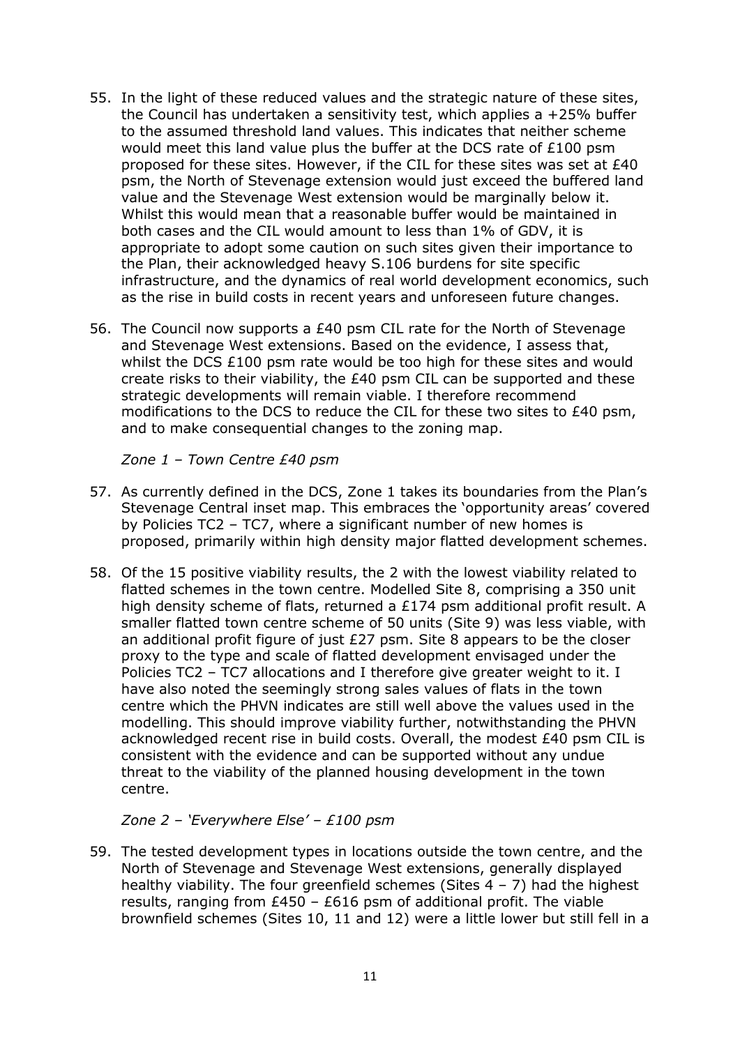55. In the light of these reduced values and the strategic nature of these sites, the Council has undertaken a sensitivity test, which applies a +25% buffer to the assumed threshold land values. This indicates that neither scheme would meet this land value plus the buffer at the DCS rate of £100 psm proposed for these sites. However, if the CIL for these sites was set at £40 psm, the North of Stevenage extension would just exceed the buffered land value and the Stevenage West extension would be marginally below it. Whilst this would mean that a reasonable buffer would be maintained in both cases and the CIL would amount to less than 1% of GDV, it is appropriate to adopt some caution on such sites given their importance to the Plan, their acknowledged heavy S.106 burdens for site specific infrastructure, and the dynamics of real world development economics, such as the rise in build costs in recent years and unforeseen future changes.

56. The Council now supports a £40 psm CIL rate for the North of Stevenage and Stevenage West extensions. Based on the evidence, I assess that, whilst the DCS £100 psm rate would be too high for these sites and would create risks to their viability, the £40 psm CIL can be supported and these strategic developments will remain viable. I therefore recommend modifications to the DCS to reduce the CIL for these two sites to £40 psm, and to make consequential changes to the zoning map.

*Zone 1 – Town Centre £40 psm*

57. As currently defined in the DCS, Zone 1 takes its boundaries from the Plan's Stevenage Central inset map. This embraces the 'opportunity areas' covered by Policies TC2 – TC7, where a significant number of new homes is proposed, primarily within high density major flatted development schemes.

58. Of the 15 positive viability results, the 2 with the lowest viability related to flatted schemes in the town centre. Modelled Site 8, comprising a 350 unit high density scheme of flats, returned a £174 psm additional profit result. A smaller flatted town centre scheme of 50 units (Site 9) was less viable, with an additional profit figure of just £27 psm. Site 8 appears to be the closer proxy to the type and scale of flatted development envisaged under the Policies TC2 – TC7 allocations and I therefore give greater weight to it. I have also noted the seemingly strong sales values of flats in the town centre which the PHVN indicates are still well above the values used in the modelling. This should improve viability further, notwithstanding the PHVN acknowledged recent rise in build costs. Overall, the modest £40 psm CIL is consistent with the evidence and can be supported without any undue threat to the viability of the planned housing development in the town centre.

*Zone 2 – 'Everywhere Else' – £100 psm*

59. The tested development types in locations outside the town centre, and the North of Stevenage and Stevenage West extensions, generally displayed healthy viability. The four greenfield schemes (Sites 4 – 7) had the highest results, ranging from £450 – £616 psm of additional profit. The viable brownfield schemes (Sites 10, 11 and 12) were a little lower but still fell in a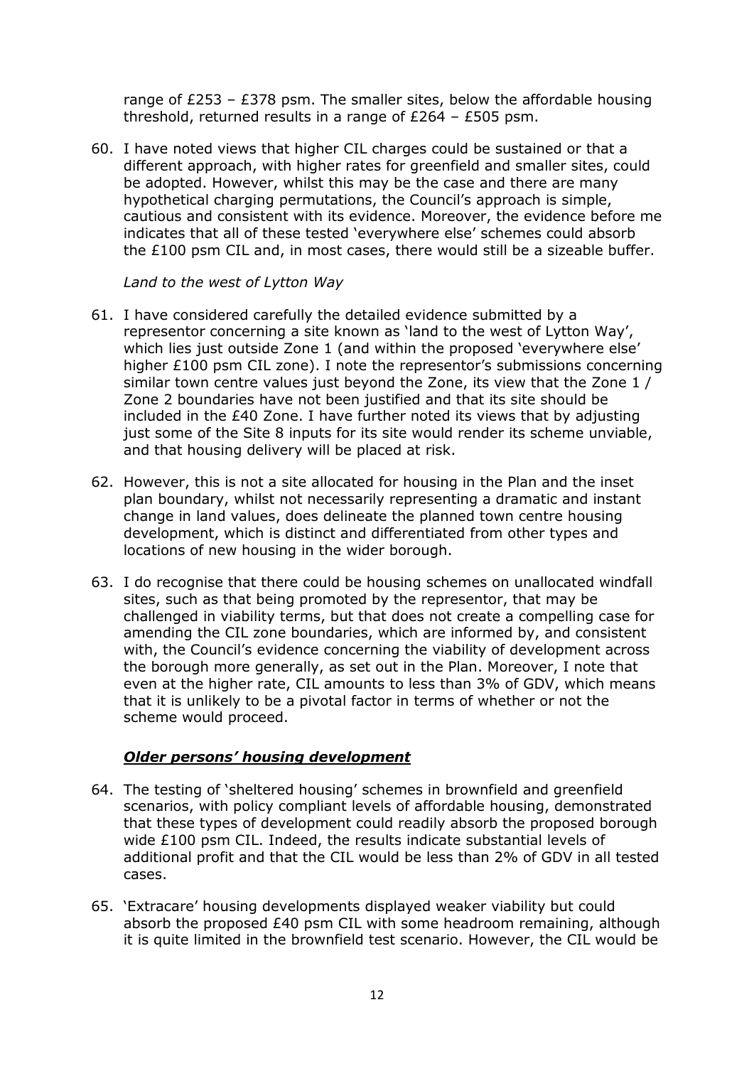range of £253 – £378 psm. The smaller sites, below the affordable housing threshold, returned results in a range of £264 – £505 psm.

60. I have noted views that higher CIL charges could be sustained or that a different approach, with higher rates for greenfield and smaller sites, could be adopted. However, whilst this may be the case and there are many hypothetical charging permutations, the Council's approach is simple, cautious and consistent with its evidence. Moreover, the evidence before me indicates that all of these tested 'everywhere else' schemes could absorb the £100 psm CIL and, in most cases, there would still be a sizeable buffer.

*Land to the west of Lytton Way*

61. I have considered carefully the detailed evidence submitted by a representor concerning a site known as 'land to the west of Lytton Way', which lies just outside Zone 1 (and within the proposed 'everywhere else' higher £100 psm CIL zone). I note the representor's submissions concerning similar town centre values just beyond the Zone, its view that the Zone 1 / Zone 2 boundaries have not been justified and that its site should be included in the £40 Zone. I have further noted its views that by adjusting just some of the Site 8 inputs for its site would render its scheme unviable, and that housing delivery will be placed at risk.

62. However, this is not a site allocated for housing in the Plan and the inset plan boundary, whilst not necessarily representing a dramatic and instant change in land values, does delineate the planned town centre housing development, which is distinct and differentiated from other types and locations of new housing in the wider borough.

63. I do recognise that there could be housing schemes on unallocated windfall sites, such as that being promoted by the representor, that may be challenged in viability terms, but that does not create a compelling case for amending the CIL zone boundaries, which are informed by, and consistent with, the Council's evidence concerning the viability of development across the borough more generally, as set out in the Plan. Moreover, I note that even at the higher rate, CIL amounts to less than 3% of GDV, which means that it is unlikely to be a pivotal factor in terms of whether or not the scheme would proceed.

### ***Older persons' housing development***

64. The testing of 'sheltered housing' schemes in brownfield and greenfield scenarios, with policy compliant levels of affordable housing, demonstrated that these types of development could readily absorb the proposed borough wide £100 psm CIL. Indeed, the results indicate substantial levels of additional profit and that the CIL would be less than 2% of GDV in all tested cases.

65. 'Extracare' housing developments displayed weaker viability but could absorb the proposed £40 psm CIL with some headroom remaining, although it is quite limited in the brownfield test scenario. However, the CIL would be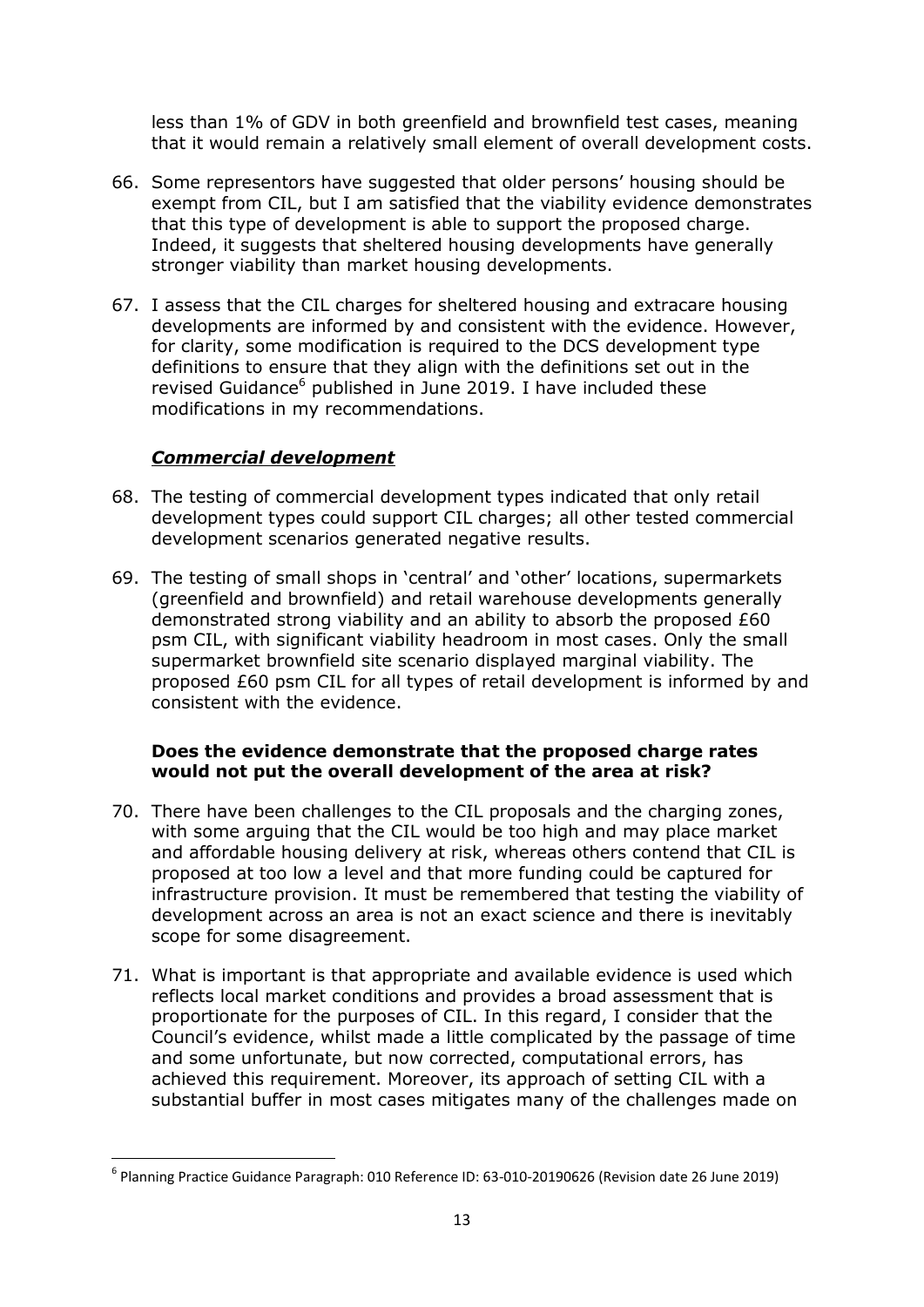less than 1% of GDV in both greenfield and brownfield test cases, meaning that it would remain a relatively small element of overall development costs.

66. Some representors have suggested that older persons' housing should be exempt from CIL, but I am satisfied that the viability evidence demonstrates that this type of development is able to support the proposed charge. Indeed, it suggests that sheltered housing developments have generally stronger viability than market housing developments.

67. I assess that the CIL charges for sheltered housing and extracare housing developments are informed by and consistent with the evidence. However, for clarity, some modification is required to the DCS development type definitions to ensure that they align with the definitions set out in the revised Guidance[6] published in June 2019. I have included these modifications in my recommendations.

### ***Commercial development***

68. The testing of commercial development types indicated that only retail development types could support CIL charges; all other tested commercial development scenarios generated negative results.

69. The testing of small shops in 'central' and 'other' locations, supermarkets (greenfield and brownfield) and retail warehouse developments generally demonstrated strong viability and an ability to absorb the proposed £60 psm CIL, with significant viability headroom in most cases. Only the small supermarket brownfield site scenario displayed marginal viability. The proposed £60 psm CIL for all types of retail development is informed by and consistent with the evidence.

### **Does the evidence demonstrate that the proposed charge rates would not put the overall development of the area at risk?**

70. There have been challenges to the CIL proposals and the charging zones, with some arguing that the CIL would be too high and may place market and affordable housing delivery at risk, whereas others contend that CIL is proposed at too low a level and that more funding could be captured for infrastructure provision. It must be remembered that testing the viability of development across an area is not an exact science and there is inevitably scope for some disagreement.

71. What is important is that appropriate and available evidence is used which reflects local market conditions and provides a broad assessment that is proportionate for the purposes of CIL. In this regard, I consider that the Council's evidence, whilst made a little complicated by the passage of time and some unfortunate, but now corrected, computational errors, has achieved this requirement. Moreover, its approach of setting CIL with a substantial buffer in most cases mitigates many of the challenges made on

---

[6] Planning Practice Guidance Paragraph: 010 Reference ID: 63-010-20190626 (Revision date 26 June 2019)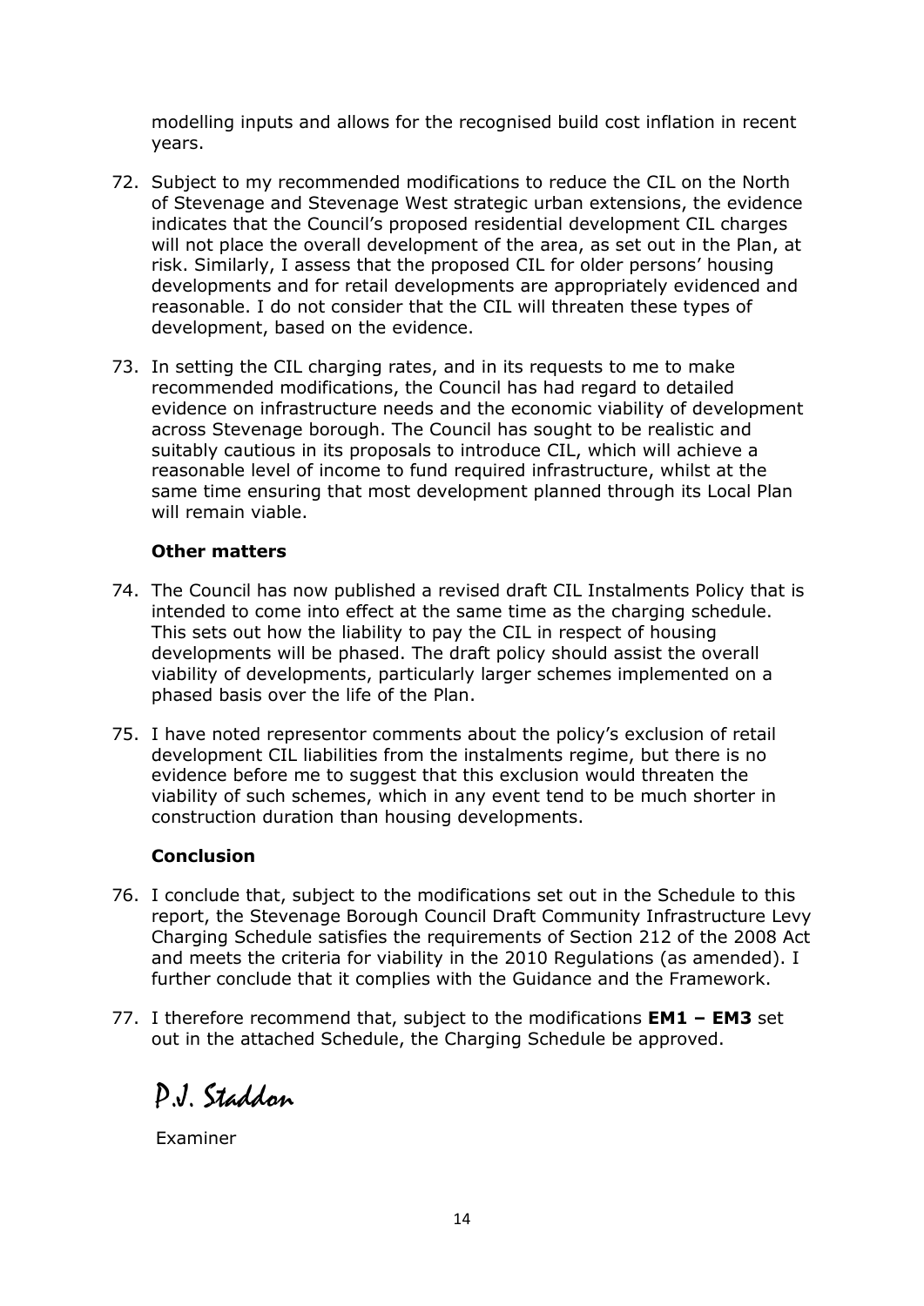modelling inputs and allows for the recognised build cost inflation in recent years.

72. Subject to my recommended modifications to reduce the CIL on the North of Stevenage and Stevenage West strategic urban extensions, the evidence indicates that the Council's proposed residential development CIL charges will not place the overall development of the area, as set out in the Plan, at risk. Similarly, I assess that the proposed CIL for older persons' housing developments and for retail developments are appropriately evidenced and reasonable. I do not consider that the CIL will threaten these types of development, based on the evidence.

73. In setting the CIL charging rates, and in its requests to me to make recommended modifications, the Council has had regard to detailed evidence on infrastructure needs and the economic viability of development across Stevenage borough. The Council has sought to be realistic and suitably cautious in its proposals to introduce CIL, which will achieve a reasonable level of income to fund required infrastructure, whilst at the same time ensuring that most development planned through its Local Plan will remain viable.

### Other matters

74. The Council has now published a revised draft CIL Instalments Policy that is intended to come into effect at the same time as the charging schedule. This sets out how the liability to pay the CIL in respect of housing developments will be phased. The draft policy should assist the overall viability of developments, particularly larger schemes implemented on a phased basis over the life of the Plan.

75. I have noted representor comments about the policy's exclusion of retail development CIL liabilities from the instalments regime, but there is no evidence before me to suggest that this exclusion would threaten the viability of such schemes, which in any event tend to be much shorter in construction duration than housing developments.

### Conclusion

76. I conclude that, subject to the modifications set out in the Schedule to this report, the Stevenage Borough Council Draft Community Infrastructure Levy Charging Schedule satisfies the requirements of Section 212 of the 2008 Act and meets the criteria for viability in the 2010 Regulations (as amended). I further conclude that it complies with the Guidance and the Framework.

77. I therefore recommend that, subject to the modifications **EM1 – EM3** set out in the attached Schedule, the Charging Schedule be approved.

*P.J. Staddon*

Examiner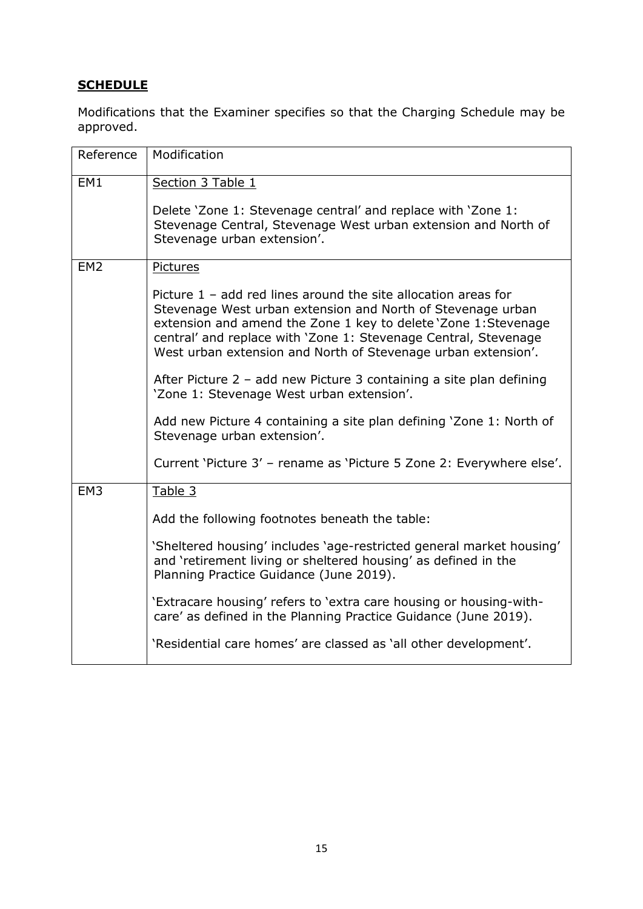## **SCHEDULE**

Modifications that the Examiner specifies so that the Charging Schedule may be approved.

| Reference | Modification |
|---|---|
| EM1 | Section 3 Table 1<br><br>Delete 'Zone 1: Stevenage central' and replace with 'Zone 1: Stevenage Central, Stevenage West urban extension and North of Stevenage urban extension'. |
| EM2 | Pictures<br><br>Picture 1 – add red lines around the site allocation areas for Stevenage West urban extension and North of Stevenage urban extension and amend the Zone 1 key to delete 'Zone 1:Stevenage central' and replace with 'Zone 1: Stevenage Central, Stevenage West urban extension and North of Stevenage urban extension'.<br><br>After Picture 2 – add new Picture 3 containing a site plan defining 'Zone 1: Stevenage West urban extension'.<br><br>Add new Picture 4 containing a site plan defining 'Zone 1: North of Stevenage urban extension'.<br><br>Current 'Picture 3' – rename as 'Picture 5 Zone 2: Everywhere else'. |
| EM3 | Table 3<br><br>Add the following footnotes beneath the table:<br><br>'Sheltered housing' includes 'age-restricted general market housing' and 'retirement living or sheltered housing' as defined in the Planning Practice Guidance (June 2019).<br><br>'Extracare housing' refers to 'extra care housing or housing-with-care' as defined in the Planning Practice Guidance (June 2019).<br><br>'Residential care homes' are classed as 'all other development'. |